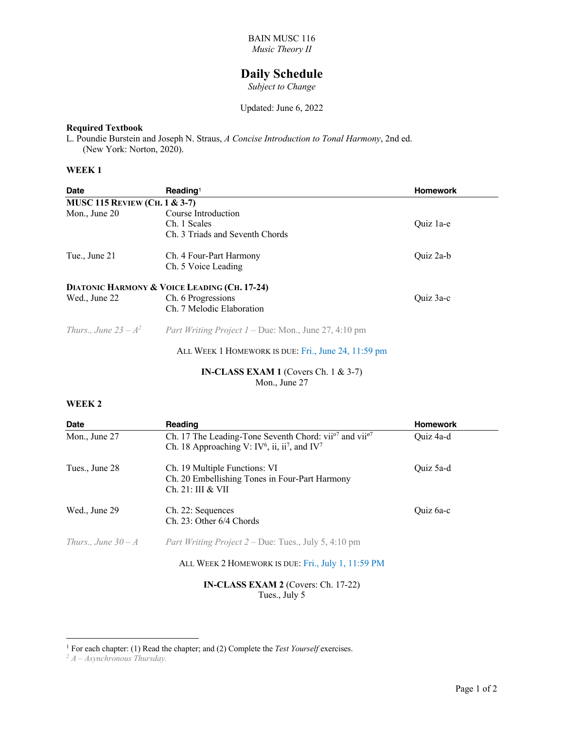BAIN MUSC 116
*Music Theory II*

# Daily Schedule

*Subject to Change*

Updated: June 6, 2022

**Required Textbook**

L. Poundie Burstein and Joseph N. Straus, *A Concise Introduction to Tonal Harmony*, 2nd ed. (New York: Norton, 2020).

### WEEK 1

| Date | Reading[1] | Homework |
|---|---|---|
| **MUSC 115 REVIEW (CH. 1 & 3-7)** | | |
| Mon., June 20 | Course Introduction<br>Ch. 1 Scales<br>Ch. 3 Triads and Seventh Chords | Quiz 1a-e |
| Tue., June 21 | Ch. 4 Four-Part Harmony<br>Ch. 5 Voice Leading | Quiz 2a-b |
| **DIATONIC HARMONY & VOICE LEADING (CH. 17-24)** | | |
| Wed., June 22 | Ch. 6 Progressions<br>Ch. 7 Melodic Elaboration | Quiz 3a-c |
| *Thurs., June 23 – A[2]* | *Part Writing Project 1* – Due: Mon., June 27, 4:10 pm | |

ALL WEEK 1 HOMEWORK IS DUE: Fri., June 24, 11:59 pm

**IN-CLASS EXAM 1** (Covers Ch. 1 & 3-7)
Mon., June 27

### WEEK 2

| Date | Reading | Homework |
|---|---|---|
| Mon., June 27 | Ch. 17 The Leading-Tone Seventh Chord: vii$^{o7}$ and vii$^{ø7}$<br>Ch. 18 Approaching V: IV$^{6}$, ii, ii$^{7}$, and IV$^{7}$ | Quiz 4a-d |
| Tues., June 28 | Ch. 19 Multiple Functions: VI<br>Ch. 20 Embellishing Tones in Four-Part Harmony<br>Ch. 21: III & VII | Quiz 5a-d |
| Wed., June 29 | Ch. 22: Sequences<br>Ch. 23: Other 6/4 Chords | Quiz 6a-c |
| *Thurs., June 30 – A* | *Part Writing Project 2* – Due: Tues., July 5, 4:10 pm | |

ALL WEEK 2 HOMEWORK IS DUE: Fri., July 1, 11:59 PM

**IN-CLASS EXAM 2** (Covers: Ch. 17-22)
Tues., July 5

---

[1] For each chapter: (1) Read the chapter; and (2) Complete the *Test Yourself* exercises.

[2] *A – Asynchronous Thursday.*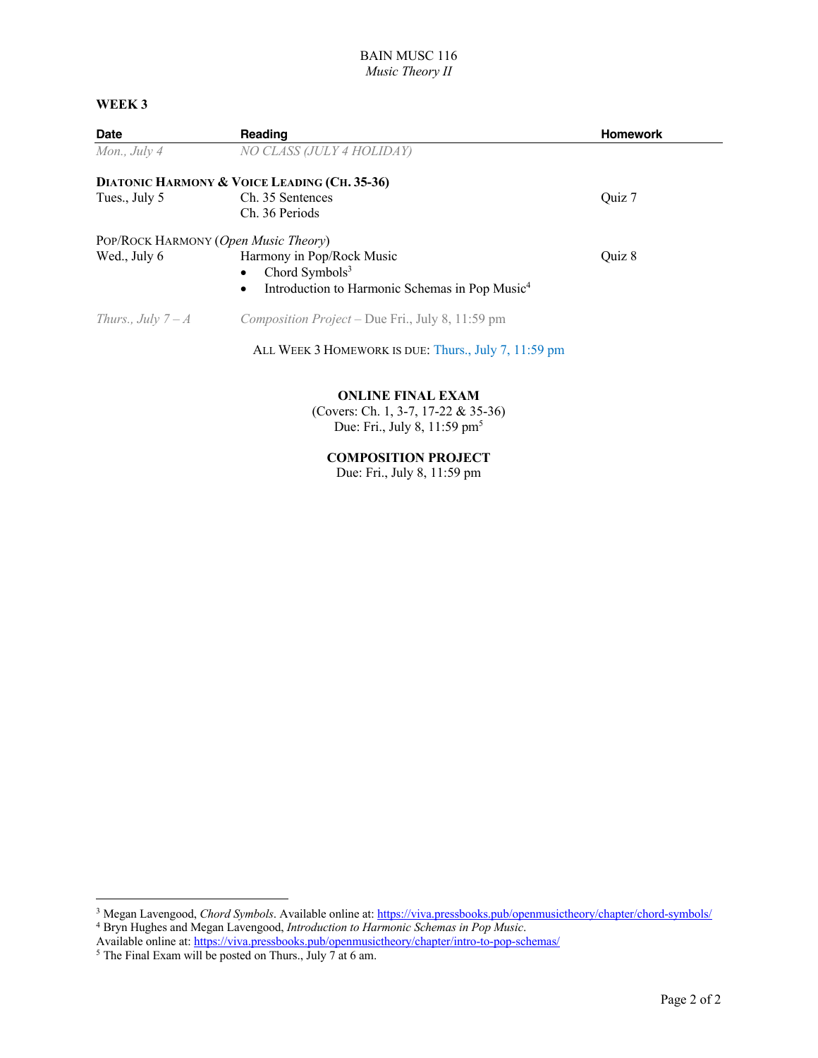BAIN MUSC 116
*Music Theory II*

**WEEK 3**

| Date | Reading | Homework |
|---|---|---|
| *Mon., July 4* | *NO CLASS (JULY 4 HOLIDAY)* | |
| **DIATONIC HARMONY & VOICE LEADING (CH. 35-36)** | | |
| Tues., July 5 | Ch. 35 Sentences<br>Ch. 36 Periods | Quiz 7 |
| POP/ROCK HARMONY (*Open Music Theory*) | | |
| Wed., July 6 | Harmony in Pop/Rock Music<br>• Chord Symbols[3]<br>• Introduction to Harmonic Schemas in Pop Music[4] | Quiz 8 |
| *Thurs., July 7 – A* | *Composition Project* – Due Fri., July 8, 11:59 pm | |

ALL WEEK 3 HOMEWORK IS DUE: Thurs., July 7, 11:59 pm

**ONLINE FINAL EXAM**
(Covers: Ch. 1, 3-7, 17-22 & 35-36)
Due: Fri., July 8, 11:59 pm[5]

**COMPOSITION PROJECT**
Due: Fri., July 8, 11:59 pm

---

[3] Megan Lavengood, *Chord Symbols*. Available online at: https://viva.pressbooks.pub/openmusictheory/chapter/chord-symbols/
[4] Bryn Hughes and Megan Lavengood, *Introduction to Harmonic Schemas in Pop Music*. Available online at: https://viva.pressbooks.pub/openmusictheory/chapter/intro-to-pop-schemas/
[5] The Final Exam will be posted on Thurs., July 7 at 6 am.